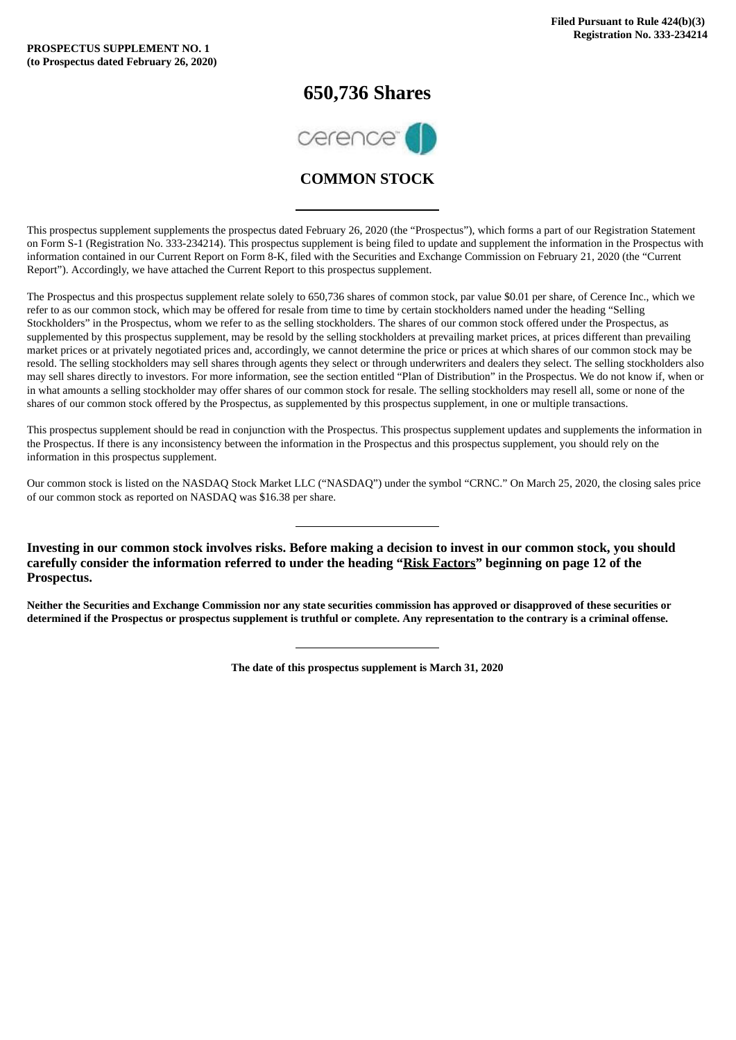**Filed Pursuant to Rule 424(b)(3)**
**Registration No. 333-234214**

**PROSPECTUS SUPPLEMENT NO. 1**
**(to Prospectus dated February 26, 2020)**

# 650,736 Shares

cerence

## COMMON STOCK

---

This prospectus supplement supplements the prospectus dated February 26, 2020 (the "Prospectus"), which forms a part of our Registration Statement on Form S-1 (Registration No. 333-234214). This prospectus supplement is being filed to update and supplement the information in the Prospectus with information contained in our Current Report on Form 8-K, filed with the Securities and Exchange Commission on February 21, 2020 (the "Current Report"). Accordingly, we have attached the Current Report to this prospectus supplement.

The Prospectus and this prospectus supplement relate solely to 650,736 shares of common stock, par value $0.01 per share, of Cerence Inc., which we refer to as our common stock, which may be offered for resale from time to time by certain stockholders named under the heading "Selling Stockholders" in the Prospectus, whom we refer to as the selling stockholders. The shares of our common stock offered under the Prospectus, as supplemented by this prospectus supplement, may be resold by the selling stockholders at prevailing market prices, at prices different than prevailing market prices or at privately negotiated prices and, accordingly, we cannot determine the price or prices at which shares of our common stock may be resold. The selling stockholders may sell shares through agents they select or through underwriters and dealers they select. The selling stockholders also may sell shares directly to investors. For more information, see the section entitled "Plan of Distribution" in the Prospectus. We do not know if, when or in what amounts a selling stockholder may offer shares of our common stock for resale. The selling stockholders may resell all, some or none of the shares of our common stock offered by the Prospectus, as supplemented by this prospectus supplement, in one or multiple transactions.

This prospectus supplement should be read in conjunction with the Prospectus. This prospectus supplement updates and supplements the information in the Prospectus. If there is any inconsistency between the information in the Prospectus and this prospectus supplement, you should rely on the information in this prospectus supplement.

Our common stock is listed on the NASDAQ Stock Market LLC ("NASDAQ") under the symbol "CRNC." On March 25, 2020, the closing sales price of our common stock as reported on NASDAQ was $16.38 per share.

---

**Investing in our common stock involves risks. Before making a decision to invest in our common stock, you should carefully consider the information referred to under the heading "Risk Factors" beginning on page 12 of the Prospectus.**

**Neither the Securities and Exchange Commission nor any state securities commission has approved or disapproved of these securities or determined if the Prospectus or prospectus supplement is truthful or complete. Any representation to the contrary is a criminal offense.**

---

**The date of this prospectus supplement is March 31, 2020**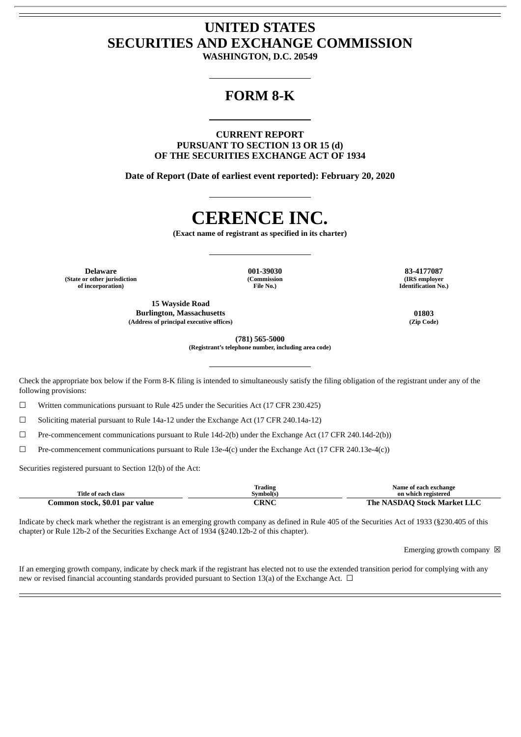# UNITED STATES
# SECURITIES AND EXCHANGE COMMISSION

**WASHINGTON, D.C. 20549**

---

# FORM 8-K

---

**CURRENT REPORT**
**PURSUANT TO SECTION 13 OR 15 (d)**
**OF THE SECURITIES EXCHANGE ACT OF 1934**

**Date of Report (Date of earliest event reported): February 20, 2020**

---

# CERENCE INC.

**(Exact name of registrant as specified in its charter)**

---

| **Delaware** | **001-39030** | **83-4177087** |
|---|---|---|
| **(State or other jurisdiction of incorporation)** | **(Commission File No.)** | **(IRS employer Identification No.)** |

| **15 Wayside Road Burlington, Massachusetts** | **01803** |
|---|---|
| **(Address of principal executive offices)** | **(Zip Code)** |

**(781) 565-5000**
**(Registrant's telephone number, including area code)**

---

Check the appropriate box below if the Form 8-K filing is intended to simultaneously satisfy the filing obligation of the registrant under any of the following provisions:

☐ Written communications pursuant to Rule 425 under the Securities Act (17 CFR 230.425)

☐ Soliciting material pursuant to Rule 14a-12 under the Exchange Act (17 CFR 240.14a-12)

☐ Pre-commencement communications pursuant to Rule 14d-2(b) under the Exchange Act (17 CFR 240.14d-2(b))

☐ Pre-commencement communications pursuant to Rule 13e-4(c) under the Exchange Act (17 CFR 240.13e-4(c))

Securities registered pursuant to Section 12(b) of the Act:

| Title of each class | Trading Symbol(s) | Name of each exchange on which registered |
|---|---|---|
| **Common stock, $0.01 par value** | **CRNC** | **The NASDAQ Stock Market LLC** |

Indicate by check mark whether the registrant is an emerging growth company as defined in Rule 405 of the Securities Act of 1933 (§230.405 of this chapter) or Rule 12b-2 of the Securities Exchange Act of 1934 (§240.12b-2 of this chapter).

Emerging growth company ☒

If an emerging growth company, indicate by check mark if the registrant has elected not to use the extended transition period for complying with any new or revised financial accounting standards provided pursuant to Section 13(a) of the Exchange Act. ☐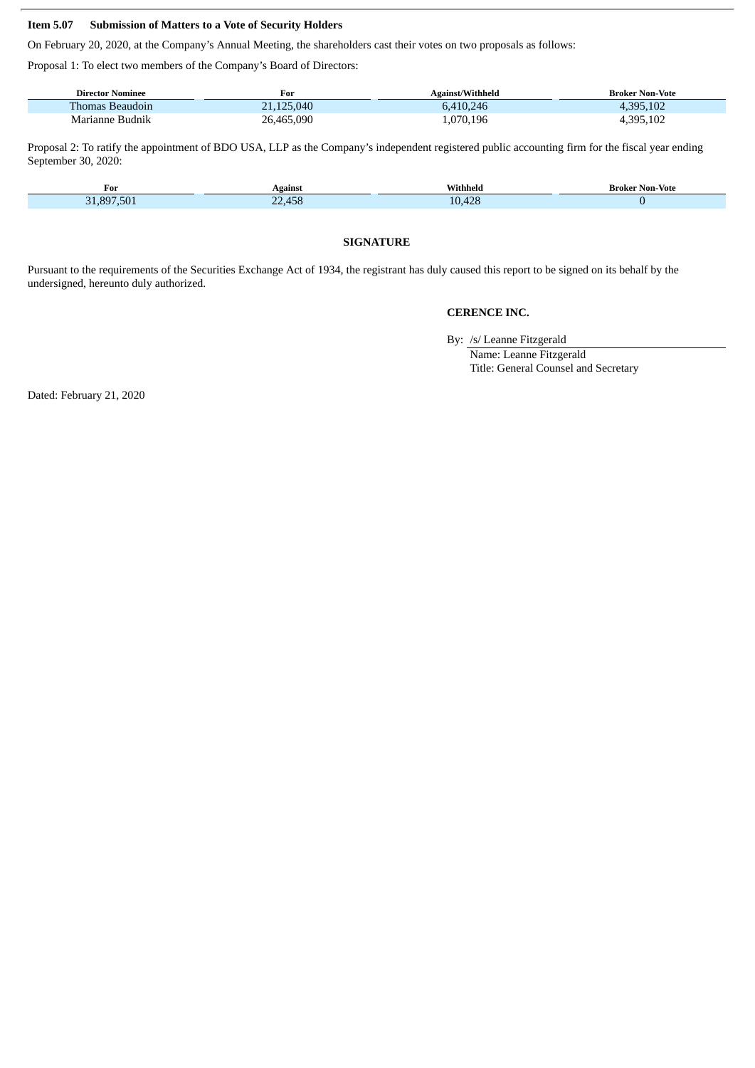**Item 5.07 Submission of Matters to a Vote of Security Holders**

On February 20, 2020, at the Company's Annual Meeting, the shareholders cast their votes on two proposals as follows:

Proposal 1: To elect two members of the Company's Board of Directors:

| Director Nominee | For | Against/Withheld | Broker Non-Vote |
|---|---|---|---|
| Thomas Beaudoin | 21,125,040 | 6,410,246 | 4,395,102 |
| Marianne Budnik | 26,465,090 | 1,070,196 | 4,395,102 |

Proposal 2: To ratify the appointment of BDO USA, LLP as the Company's independent registered public accounting firm for the fiscal year ending September 30, 2020:

| For | Against | Withheld | Broker Non-Vote |
|---|---|---|---|
| 31,897,501 | 22,458 | 10,428 | 0 |

**SIGNATURE**

Pursuant to the requirements of the Securities Exchange Act of 1934, the registrant has duly caused this report to be signed on its behalf by the undersigned, hereunto duly authorized.

**CERENCE INC.**

By: /s/ Leanne Fitzgerald
Name: Leanne Fitzgerald
Title: General Counsel and Secretary

Dated: February 21, 2020